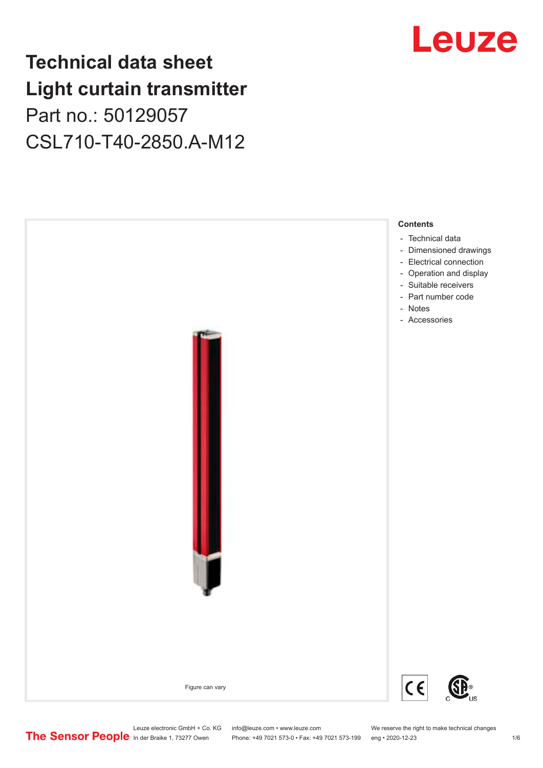# Technical data sheet
# Light curtain transmitter

Part no.: 50129057

CSL710-T40-2850.A-M12

Figure can vary

**Contents**

- Technical data
- Dimensioned drawings
- Electrical connection
- Operation and display
- Suitable receivers
- Part number code
- Notes
- Accessories

Leuze electronic GmbH + Co. KG
In der Braike 1, 73277 Owen

info@leuze.com • www.leuze.com
Phone: +49 7021 573-0 • Fax: +49 7021 573-199

We reserve the right to make technical changes
eng • 2020-12-23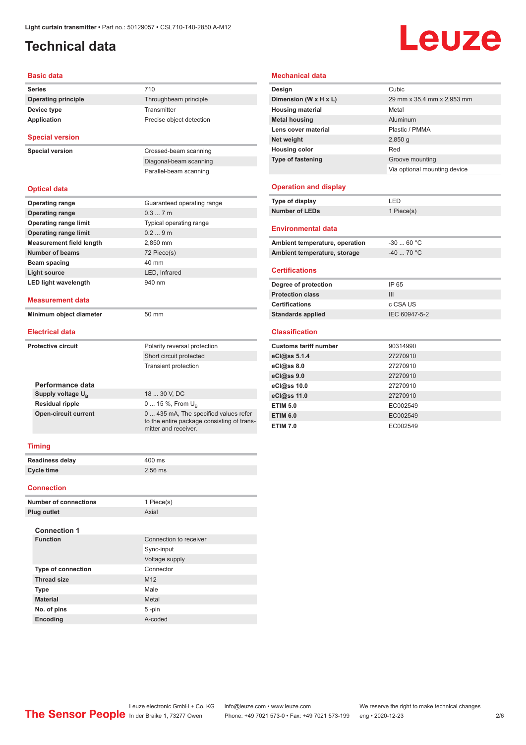Light curtain transmitter • Part no.: 50129057 • CSL710-T40-2850.A-M12

# Technical data

## Basic data

| | |
|---|---|
| **Series** | 710 |
| **Operating principle** | Throughbeam principle |
| **Device type** | Transmitter |
| **Application** | Precise object detection |

## Special version

| | |
|---|---|
| **Special version** | Crossed-beam scanning |
| | Diagonal-beam scanning |
| | Parallel-beam scanning |

## Optical data

| | |
|---|---|
| **Operating range** | Guaranteed operating range |
| **Operating range** | 0.3 ... 7 m |
| **Operating range limit** | Typical operating range |
| **Operating range limit** | 0.2 ... 9 m |
| **Measurement field length** | 2,850 mm |
| **Number of beams** | 72 Piece(s) |
| **Beam spacing** | 40 mm |
| **Light source** | LED, Infrared |
| **LED light wavelength** | 940 nm |

## Measurement data

| | |
|---|---|
| **Minimum object diameter** | 50 mm |

## Electrical data

| | |
|---|---|
| **Protective circuit** | Polarity reversal protection |
| | Short circuit protected |
| | Transient protection |

### Performance data

| | |
|---|---|
| **Supply voltage $U_B$** | 18 ... 30 V, DC |
| **Residual ripple** | 0 ... 15 %, From $U_B$ |
| **Open-circuit current** | 0 ... 435 mA, The specified values refer to the entire package consisting of transmitter and receiver. |

## Timing

| | |
|---|---|
| **Readiness delay** | 400 ms |
| **Cycle time** | 2.56 ms |

## Connection

| | |
|---|---|
| **Number of connections** | 1 Piece(s) |
| **Plug outlet** | Axial |

### Connection 1

| | |
|---|---|
| **Function** | Connection to receiver |
| | Sync-input |
| | Voltage supply |
| **Type of connection** | Connector |
| **Thread size** | M12 |
| **Type** | Male |
| **Material** | Metal |
| **No. of pins** | 5 -pin |
| **Encoding** | A-coded |

## Mechanical data

| | |
|---|---|
| **Design** | Cubic |
| **Dimension (W x H x L)** | 29 mm x 35.4 mm x 2,953 mm |
| **Housing material** | Metal |
| **Metal housing** | Aluminum |
| **Lens cover material** | Plastic / PMMA |
| **Net weight** | 2,850 g |
| **Housing color** | Red |
| **Type of fastening** | Groove mounting |
| | Via optional mounting device |

## Operation and display

| | |
|---|---|
| **Type of display** | LED |
| **Number of LEDs** | 1 Piece(s) |

## Environmental data

| | |
|---|---|
| **Ambient temperature, operation** | -30 ... 60 °C |
| **Ambient temperature, storage** | -40 ... 70 °C |

## Certifications

| | |
|---|---|
| **Degree of protection** | IP 65 |
| **Protection class** | III |
| **Certifications** | c CSA US |
| **Standards applied** | IEC 60947-5-2 |

## Classification

| | |
|---|---|
| **Customs tariff number** | 90314990 |
| **eCl@ss 5.1.4** | 27270910 |
| **eCl@ss 8.0** | 27270910 |
| **eCl@ss 9.0** | 27270910 |
| **eCl@ss 10.0** | 27270910 |
| **eCl@ss 11.0** | 27270910 |
| **ETIM 5.0** | EC002549 |
| **ETIM 6.0** | EC002549 |
| **ETIM 7.0** | EC002549 |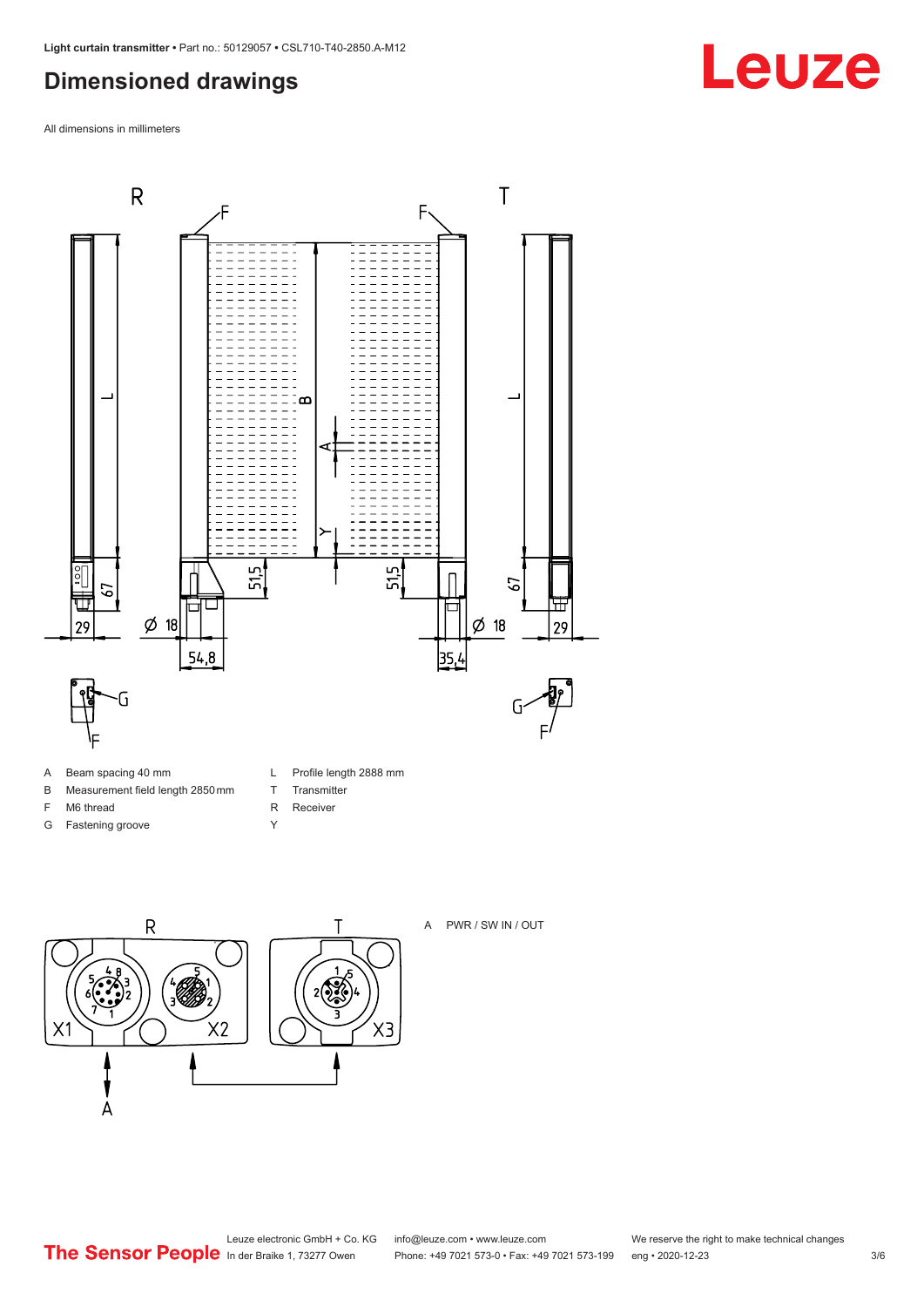## Dimensioned drawings

All dimensions in millimeters

| | | | |
|---|---|---|---|
| A | Beam spacing 40 mm | L | Profile length 2888 mm |
| B | Measurement field length 2850 mm | T | Transmitter |
| F | M6 thread | R | Receiver |
| G | Fastening groove | Y | |

A PWR / SW IN / OUT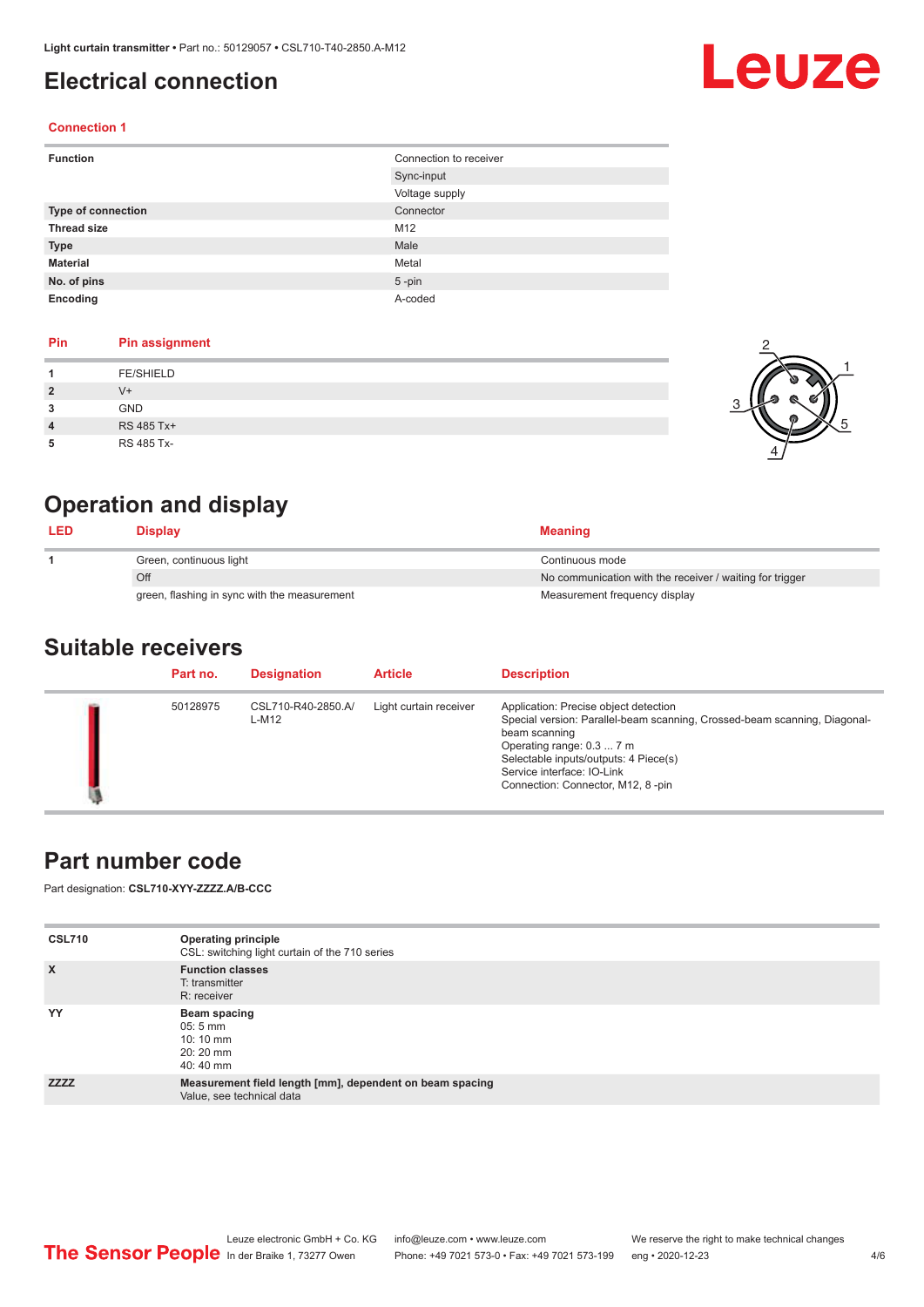# Electrical connection

## Connection 1

| Function | Connection to receiver |
| --- | --- |
| | Sync-input |
| | Voltage supply |
| Type of connection | Connector |
| Thread size | M12 |
| Type | Male |
| Material | Metal |
| No. of pins | 5 -pin |
| Encoding | A-coded |

| Pin | Pin assignment |
| --- | --- |
| 1 | FE/SHIELD |
| 2 | V+ |
| 3 | GND |
| 4 | RS 485 Tx+ |
| 5 | RS 485 Tx- |

# Operation and display

| LED | Display | Meaning |
| --- | --- | --- |
| 1 | Green, continuous light | Continuous mode |
| | Off | No communication with the receiver / waiting for trigger |
| | green, flashing in sync with the measurement | Measurement frequency display |

# Suitable receivers

| | Part no. | Designation | Article | Description |
| --- | --- | --- | --- | --- |
| | 50128975 | CSL710-R40-2850.A/L-M12 | Light curtain receiver | Application: Precise object detection<br>Special version: Parallel-beam scanning, Crossed-beam scanning, Diagonal-beam scanning<br>Operating range: 0.3 ... 7 m<br>Selectable inputs/outputs: 4 Piece(s)<br>Service interface: IO-Link<br>Connection: Connector, M12, 8 -pin |

# Part number code

Part designation: **CSL710-XYY-ZZZZ.A/B-CCC**

| | |
| --- | --- |
| CSL710 | **Operating principle**<br>CSL: switching light curtain of the 710 series |
| X | **Function classes**<br>T: transmitter<br>R: receiver |
| YY | **Beam spacing**<br>05: 5 mm<br>10: 10 mm<br>20: 20 mm<br>40: 40 mm |
| ZZZZ | **Measurement field length [mm], dependent on beam spacing**<br>Value, see technical data |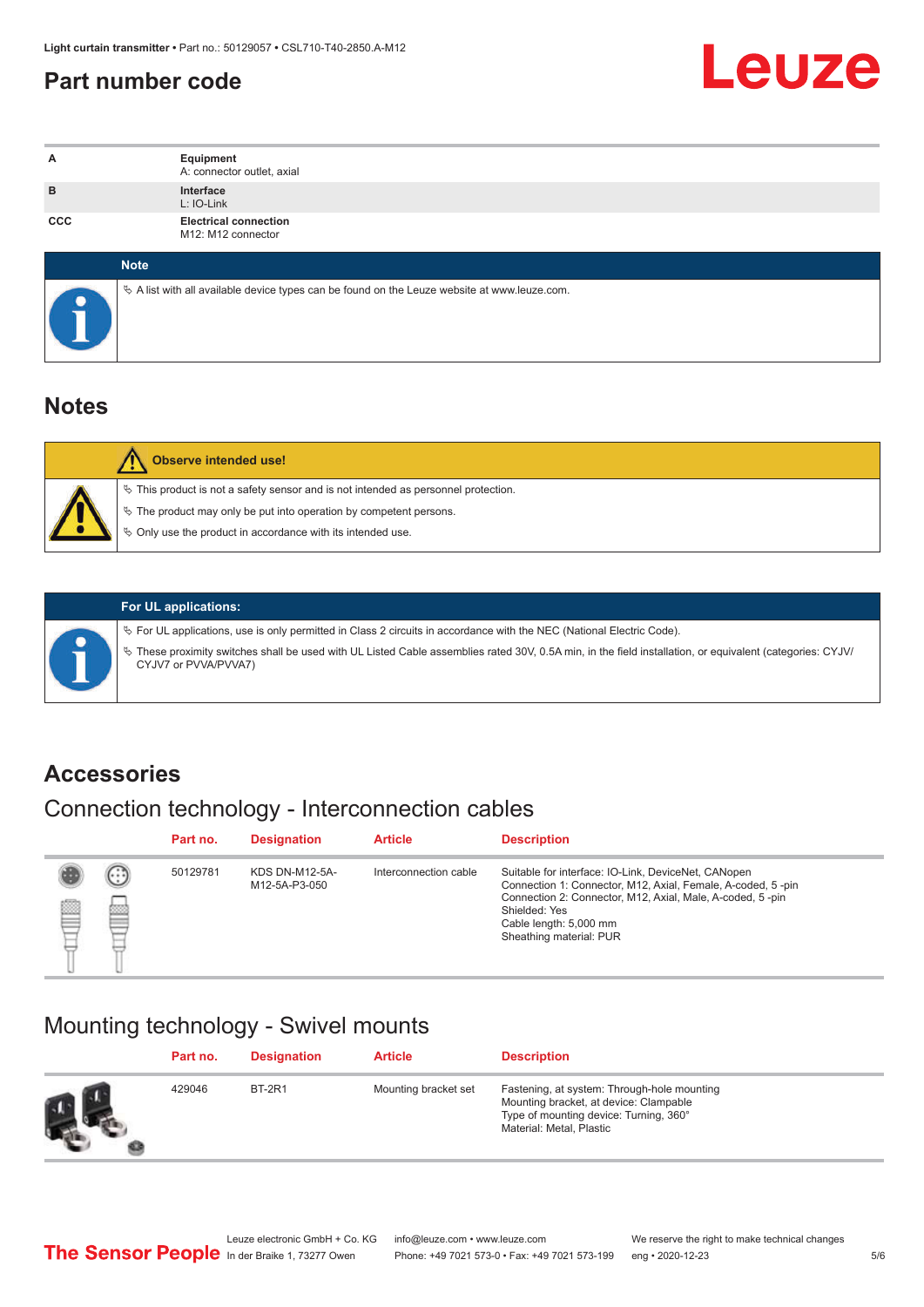## Part number code

| | |
|---|---|
| A | **Equipment**<br>A: connector outlet, axial |
| B | **Interface**<br>L: IO-Link |
| CCC | **Electrical connection**<br>M12: M12 connector |

**Note**

- A list with all available device types can be found on the Leuze website at www.leuze.com.

## Notes

**Observe intended use!**

- This product is not a safety sensor and is not intended as personnel protection.
- The product may only be put into operation by competent persons.
- Only use the product in accordance with its intended use.

**For UL applications:**

- For UL applications, use is only permitted in Class 2 circuits in accordance with the NEC (National Electric Code).
- These proximity switches shall be used with UL Listed Cable assemblies rated 30V, 0.5A min, in the field installation, or equivalent (categories: CYJV/CYJV7 or PVVA/PVVA7)

## Accessories

### Connection technology - Interconnection cables

| Part no. | Designation | Article | Description |
|---|---|---|---|
| 50129781 | KDS DN-M12-5A-M12-5A-P3-050 | Interconnection cable | Suitable for interface: IO-Link, DeviceNet, CANopen<br>Connection 1: Connector, M12, Axial, Female, A-coded, 5 -pin<br>Connection 2: Connector, M12, Axial, Male, A-coded, 5 -pin<br>Shielded: Yes<br>Cable length: 5,000 mm<br>Sheathing material: PUR |

### Mounting technology - Swivel mounts

| Part no. | Designation | Article | Description |
|---|---|---|---|
| 429046 | BT-2R1 | Mounting bracket set | Fastening, at system: Through-hole mounting<br>Mounting bracket, at device: Clampable<br>Type of mounting device: Turning, 360°<br>Material: Metal, Plastic |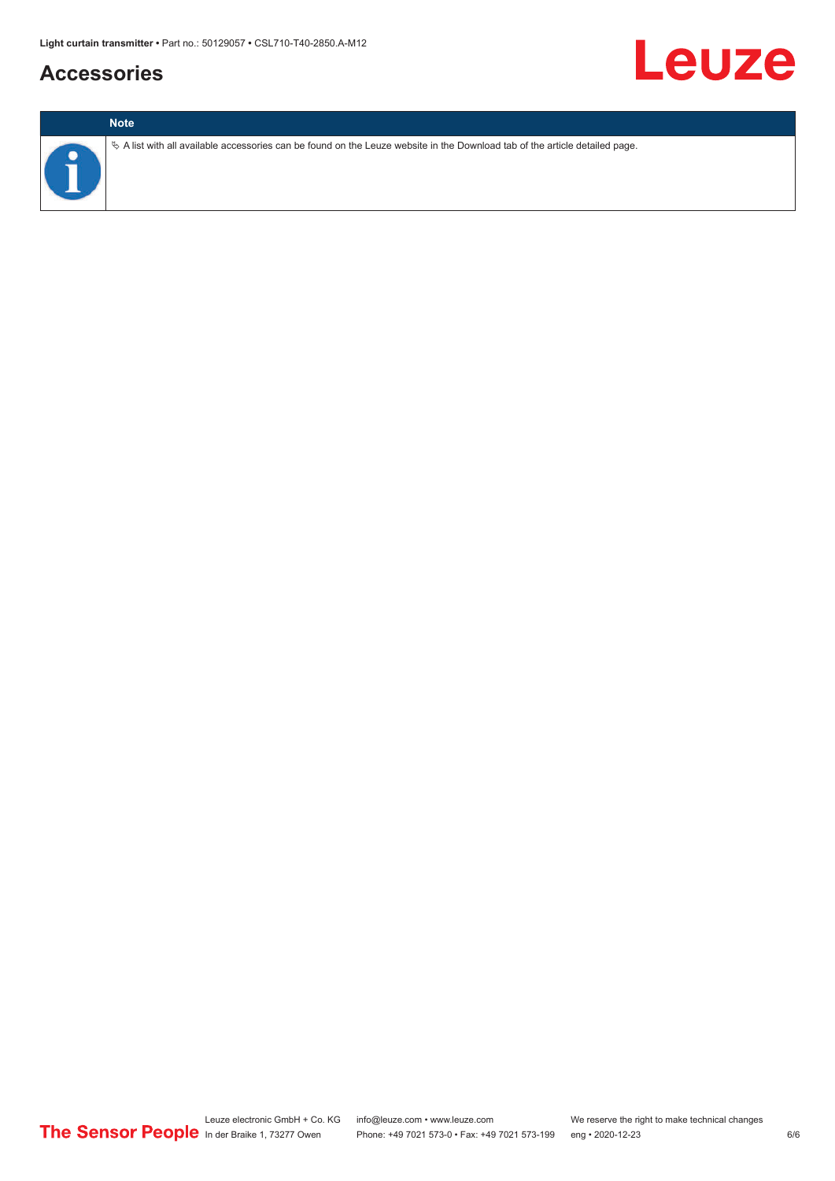## Accessories

| | Note |
|---|---|
| | ✎ A list with all available accessories can be found on the Leuze website in the Download tab of the article detailed page. |